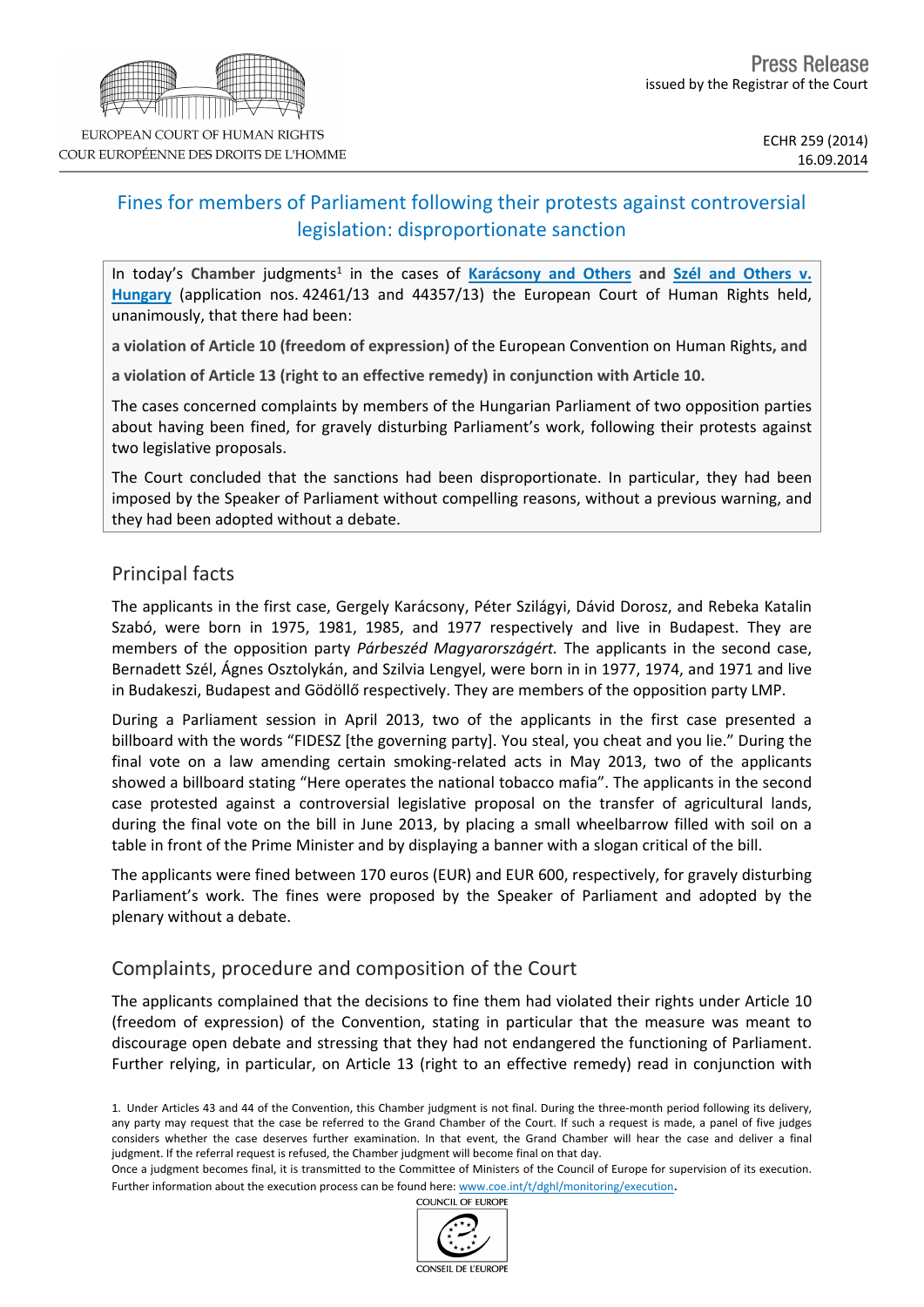EUROPEAN COURT OF HUMAN RIGHTS
COUR EUROPÉENNE DES DROITS DE L'HOMME

Press Release
issued by the Registrar of the Court

ECHR 259 (2014)
16.09.2014

# Fines for members of Parliament following their protests against controversial legislation: disproportionate sanction

In today's **Chamber** judgments[1] in the cases of **Karácsony and Others** and **Szél and Others v. Hungary** (application nos. 42461/13 and 44357/13) the European Court of Human Rights held, unanimously, that there had been:

**a violation of Article 10 (freedom of expression)** of the European Convention on Human Rights, **and**

**a violation of Article 13 (right to an effective remedy) in conjunction with Article 10.**

The cases concerned complaints by members of the Hungarian Parliament of two opposition parties about having been fined, for gravely disturbing Parliament's work, following their protests against two legislative proposals.

The Court concluded that the sanctions had been disproportionate. In particular, they had been imposed by the Speaker of Parliament without compelling reasons, without a previous warning, and they had been adopted without a debate.

## Principal facts

The applicants in the first case, Gergely Karácsony, Péter Szilágyi, Dávid Dorosz, and Rebeka Katalin Szabó, were born in 1975, 1981, 1985, and 1977 respectively and live in Budapest. They are members of the opposition party *Párbeszéd Magyarországért.* The applicants in the second case, Bernadett Szél, Ágnes Osztolykán, and Szilvia Lengyel, were born in in 1977, 1974, and 1971 and live in Budakeszi, Budapest and Gödöllő respectively. They are members of the opposition party LMP.

During a Parliament session in April 2013, two of the applicants in the first case presented a billboard with the words "FIDESZ [the governing party]. You steal, you cheat and you lie." During the final vote on a law amending certain smoking-related acts in May 2013, two of the applicants showed a billboard stating "Here operates the national tobacco mafia". The applicants in the second case protested against a controversial legislative proposal on the transfer of agricultural lands, during the final vote on the bill in June 2013, by placing a small wheelbarrow filled with soil on a table in front of the Prime Minister and by displaying a banner with a slogan critical of the bill.

The applicants were fined between 170 euros (EUR) and EUR 600, respectively, for gravely disturbing Parliament's work. The fines were proposed by the Speaker of Parliament and adopted by the plenary without a debate.

## Complaints, procedure and composition of the Court

The applicants complained that the decisions to fine them had violated their rights under Article 10 (freedom of expression) of the Convention, stating in particular that the measure was meant to discourage open debate and stressing that they had not endangered the functioning of Parliament. Further relying, in particular, on Article 13 (right to an effective remedy) read in conjunction with

1. Under Articles 43 and 44 of the Convention, this Chamber judgment is not final. During the three-month period following its delivery, any party may request that the case be referred to the Grand Chamber of the Court. If such a request is made, a panel of five judges considers whether the case deserves further examination. In that event, the Grand Chamber will hear the case and deliver a final judgment. If the referral request is refused, the Chamber judgment will become final on that day.
Once a judgment becomes final, it is transmitted to the Committee of Ministers of the Council of Europe for supervision of its execution. Further information about the execution process can be found here: www.coe.int/t/dghl/monitoring/execution.

COUNCIL OF EUROPE
CONSEIL DE L'EUROPE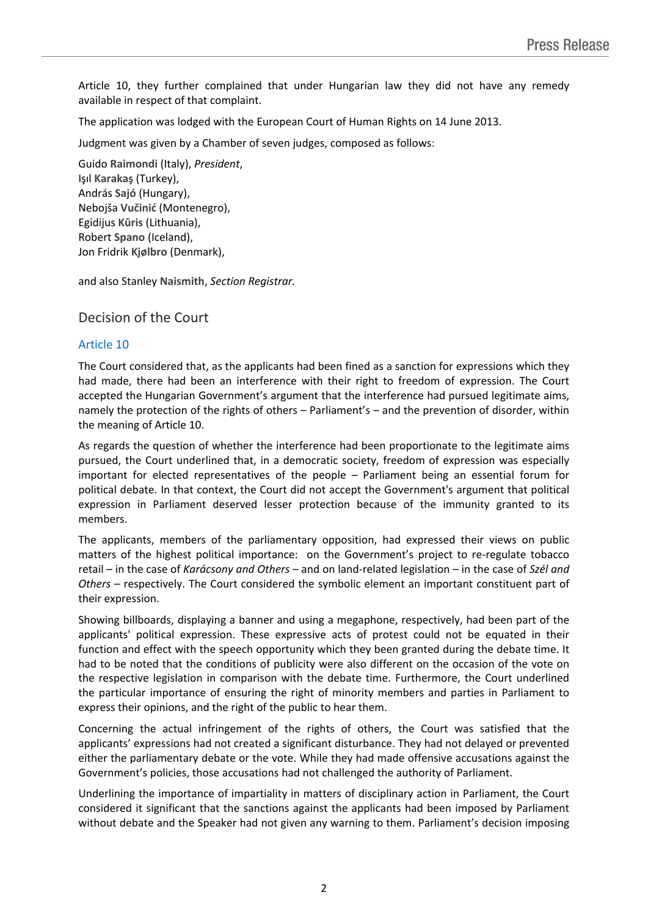Article 10, they further complained that under Hungarian law they did not have any remedy available in respect of that complaint.

The application was lodged with the European Court of Human Rights on 14 June 2013.

Judgment was given by a Chamber of seven judges, composed as follows:

Guido **Raimondi** (Italy), *President*,
Işıl **Karakaş** (Turkey),
András **Sajó** (Hungary),
Nebojša **Vučinić** (Montenegro),
Egidijus **Kūris** (Lithuania),
Robert **Spano** (Iceland),
Jon Fridrik **Kjølbro** (Denmark),

and also Stanley **Naismith**, *Section Registrar.*

## Decision of the Court

### Article 10

The Court considered that, as the applicants had been fined as a sanction for expressions which they had made, there had been an interference with their right to freedom of expression. The Court accepted the Hungarian Government's argument that the interference had pursued legitimate aims, namely the protection of the rights of others – Parliament's – and the prevention of disorder, within the meaning of Article 10.

As regards the question of whether the interference had been proportionate to the legitimate aims pursued, the Court underlined that, in a democratic society, freedom of expression was especially important for elected representatives of the people – Parliament being an essential forum for political debate. In that context, the Court did not accept the Government's argument that political expression in Parliament deserved lesser protection because of the immunity granted to its members.

The applicants, members of the parliamentary opposition, had expressed their views on public matters of the highest political importance: on the Government's project to re-regulate tobacco retail – in the case of *Karácsony and Others* – and on land-related legislation – in the case of *Szél and Others* – respectively. The Court considered the symbolic element an important constituent part of their expression.

Showing billboards, displaying a banner and using a megaphone, respectively, had been part of the applicants' political expression. These expressive acts of protest could not be equated in their function and effect with the speech opportunity which they been granted during the debate time. It had to be noted that the conditions of publicity were also different on the occasion of the vote on the respective legislation in comparison with the debate time. Furthermore, the Court underlined the particular importance of ensuring the right of minority members and parties in Parliament to express their opinions, and the right of the public to hear them.

Concerning the actual infringement of the rights of others, the Court was satisfied that the applicants' expressions had not created a significant disturbance. They had not delayed or prevented either the parliamentary debate or the vote. While they had made offensive accusations against the Government's policies, those accusations had not challenged the authority of Parliament.

Underlining the importance of impartiality in matters of disciplinary action in Parliament, the Court considered it significant that the sanctions against the applicants had been imposed by Parliament without debate and the Speaker had not given any warning to them. Parliament's decision imposing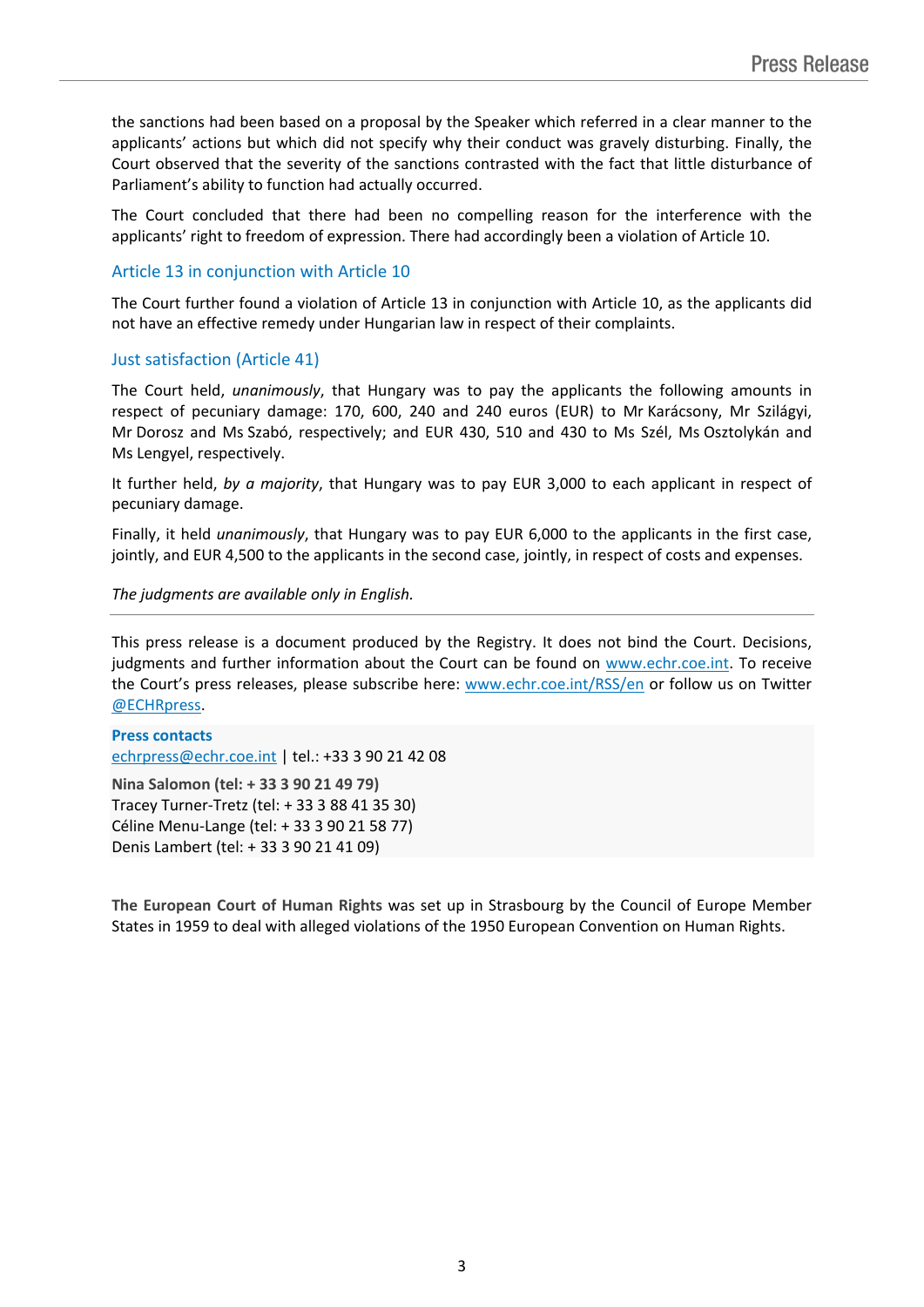the sanctions had been based on a proposal by the Speaker which referred in a clear manner to the applicants' actions but which did not specify why their conduct was gravely disturbing. Finally, the Court observed that the severity of the sanctions contrasted with the fact that little disturbance of Parliament's ability to function had actually occurred.

The Court concluded that there had been no compelling reason for the interference with the applicants' right to freedom of expression. There had accordingly been a violation of Article 10.

## Article 13 in conjunction with Article 10

The Court further found a violation of Article 13 in conjunction with Article 10, as the applicants did not have an effective remedy under Hungarian law in respect of their complaints.

## Just satisfaction (Article 41)

The Court held, *unanimously*, that Hungary was to pay the applicants the following amounts in respect of pecuniary damage: 170, 600, 240 and 240 euros (EUR) to Mr Karácsony, Mr Szilágyi, Mr Dorosz and Ms Szabó, respectively; and EUR 430, 510 and 430 to Ms Szél, Ms Osztolykán and Ms Lengyel, respectively.

It further held, *by a majority*, that Hungary was to pay EUR 3,000 to each applicant in respect of pecuniary damage.

Finally, it held *unanimously*, that Hungary was to pay EUR 6,000 to the applicants in the first case, jointly, and EUR 4,500 to the applicants in the second case, jointly, in respect of costs and expenses.

*The judgments are available only in English.*

---

This press release is a document produced by the Registry. It does not bind the Court. Decisions, judgments and further information about the Court can be found on www.echr.coe.int. To receive the Court's press releases, please subscribe here: www.echr.coe.int/RSS/en or follow us on Twitter @ECHRpress.

**Press contacts**
echrpress@echr.coe.int | tel.: +33 3 90 21 42 08

**Nina Salomon (tel: + 33 3 90 21 49 79)**
Tracey Turner-Tretz (tel: + 33 3 88 41 35 30)
Céline Menu-Lange (tel: + 33 3 90 21 58 77)
Denis Lambert (tel: + 33 3 90 21 41 09)

**The European Court of Human Rights** was set up in Strasbourg by the Council of Europe Member States in 1959 to deal with alleged violations of the 1950 European Convention on Human Rights.